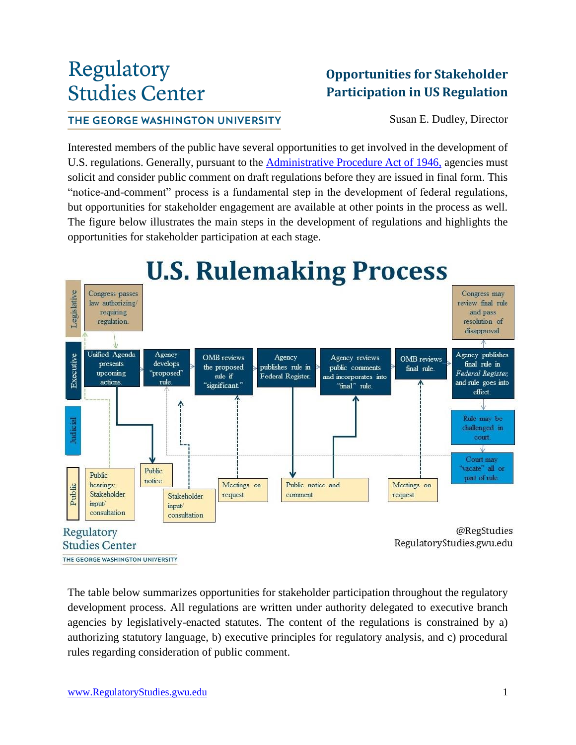# Regulatory Studies Center

THE GEORGE WASHINGTON UNIVERSITY

## Opportunities for Stakeholder Participation in US Regulation

Susan E. Dudley, Director

Interested members of the public have several opportunities to get involved in the development of U.S. regulations. Generally, pursuant to the [Administrative Procedure Act of 1946,](#) agencies must solicit and consider public comment on draft regulations before they are issued in final form. This "notice-and-comment" process is a fundamental step in the development of federal regulations, but opportunities for stakeholder engagement are available at other points in the process as well. The figure below illustrates the main steps in the development of regulations and highlights the opportunities for stakeholder participation at each stage.

U.S. Rulemaking Process

Legislative

Congress passes law authorizing/ requiring regulation.

Congress may review final rule and pass resolution of disapproval.

Executive

Unified Agenda presents upcoming actions.

Agency develops "proposed" rule.

OMB reviews the proposed rule if "significant"

Agency publishes rule in Federal Register.

Agency reviews public comments and incorporates into "final" rule.

OMB reviews final rule.

Agency publishes final rule in *Federal Register*, and rule goes into effect.

Judicial

Rule may be challenged in court.

Court may "vacate" all or part of rule.

Public

Public hearings; Stakeholder input/ consultation

Public notice

Stakeholder input/ consultation

Meetings on request

Public notice and comment

Meetings on request

Regulatory Studies Center

THE GEORGE WASHINGTON UNIVERSITY

@RegStudies

RegulatoryStudies.gwu.edu

The table below summarizes opportunities for stakeholder participation throughout the regulatory development process. All regulations are written under authority delegated to executive branch agencies by legislatively-enacted statutes. The content of the regulations is constrained by a) authorizing statutory language, b) executive principles for regulatory analysis, and c) procedural rules regarding consideration of public comment.

[www.RegulatoryStudies.gwu.edu](http://www.RegulatoryStudies.gwu.edu)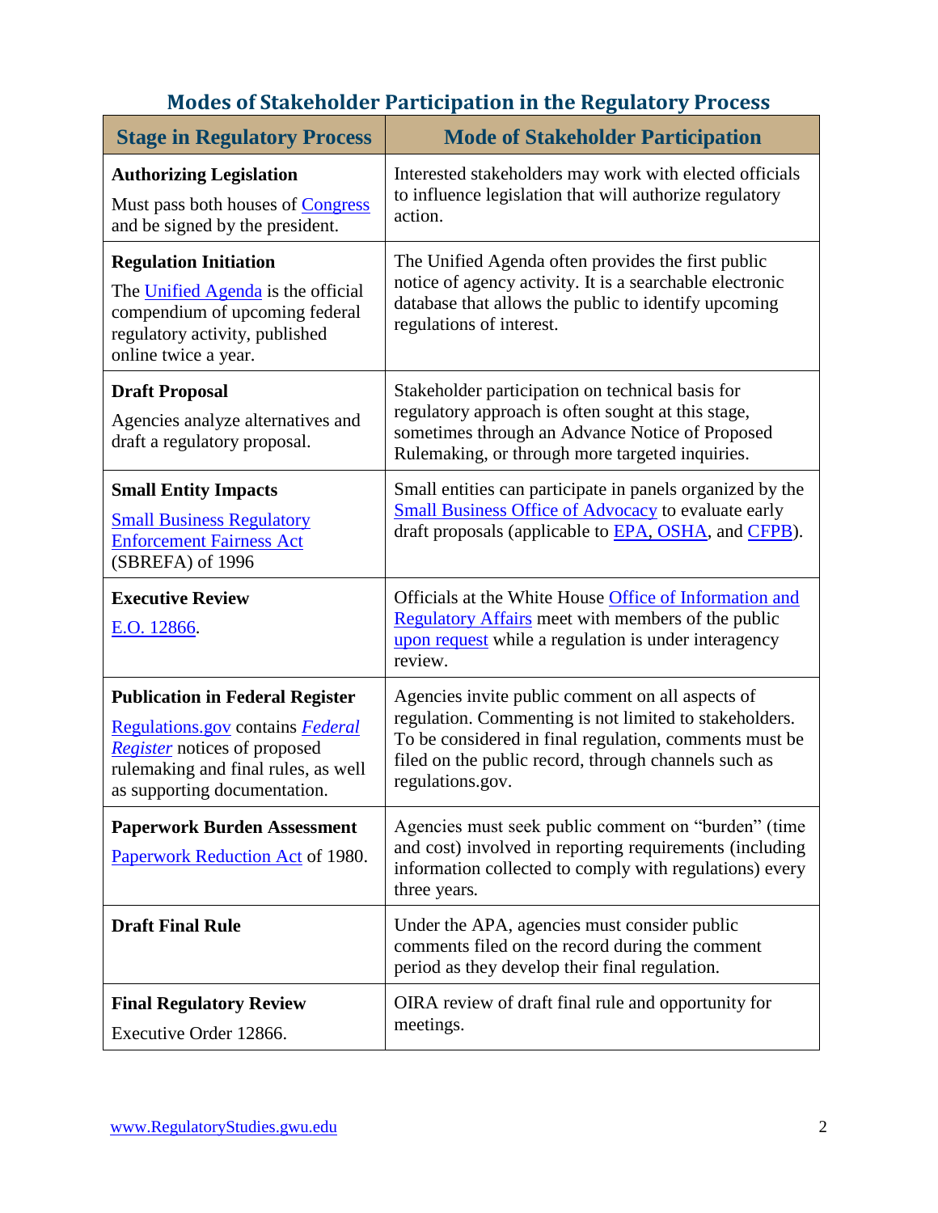## Modes of Stakeholder Participation in the Regulatory Process

| Stage in Regulatory Process | Mode of Stakeholder Participation |
|---|---|
| **Authorizing Legislation**<br>Must pass both houses of Congress and be signed by the president. | Interested stakeholders may work with elected officials to influence legislation that will authorize regulatory action. |
| **Regulation Initiation**<br>The Unified Agenda is the official compendium of upcoming federal regulatory activity, published online twice a year. | The Unified Agenda often provides the first public notice of agency activity. It is a searchable electronic database that allows the public to identify upcoming regulations of interest. |
| **Draft Proposal**<br>Agencies analyze alternatives and draft a regulatory proposal. | Stakeholder participation on technical basis for regulatory approach is often sought at this stage, sometimes through an Advance Notice of Proposed Rulemaking, or through more targeted inquiries. |
| **Small Entity Impacts**<br>Small Business Regulatory Enforcement Fairness Act (SBREFA) of 1996 | Small entities can participate in panels organized by the Small Business Office of Advocacy to evaluate early draft proposals (applicable to EPA, OSHA, and CFPB). |
| **Executive Review**<br>E.O. 12866. | Officials at the White House Office of Information and Regulatory Affairs meet with members of the public upon request while a regulation is under interagency review. |
| **Publication in Federal Register**<br>Regulations.gov contains *Federal Register* notices of proposed rulemaking and final rules, as well as supporting documentation. | Agencies invite public comment on all aspects of regulation. Commenting is not limited to stakeholders. To be considered in final regulation, comments must be filed on the public record, through channels such as regulations.gov. |
| **Paperwork Burden Assessment**<br>Paperwork Reduction Act of 1980. | Agencies must seek public comment on "burden" (time and cost) involved in reporting requirements (including information collected to comply with regulations) every three years. |
| **Draft Final Rule** | Under the APA, agencies must consider public comments filed on the record during the comment period as they develop their final regulation. |
| **Final Regulatory Review**<br>Executive Order 12866. | OIRA review of draft final rule and opportunity for meetings. |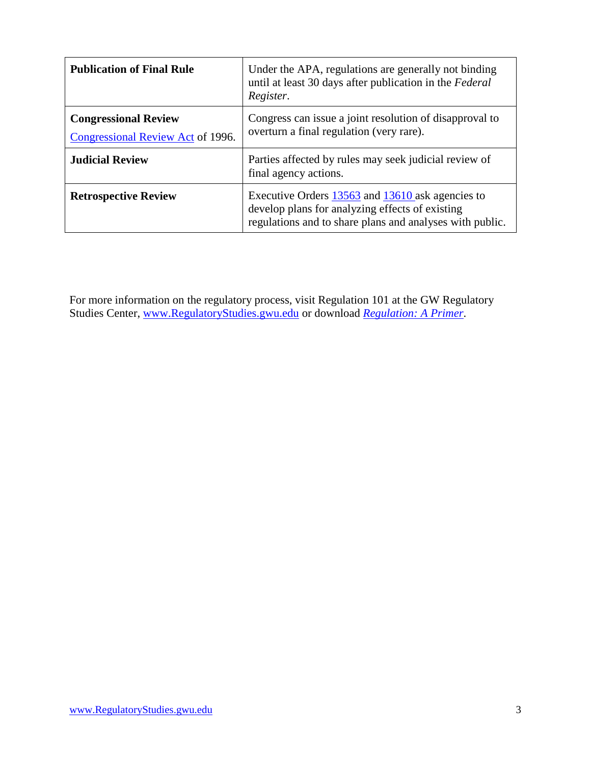| | |
|---|---|
| **Publication of Final Rule** | Under the APA, regulations are generally not binding until at least 30 days after publication in the *Federal Register*. |
| **Congressional Review** Congressional Review Act of 1996. | Congress can issue a joint resolution of disapproval to overturn a final regulation (very rare). |
| **Judicial Review** | Parties affected by rules may seek judicial review of final agency actions. |
| **Retrospective Review** | Executive Orders 13563 and 13610 ask agencies to develop plans for analyzing effects of existing regulations and to share plans and analyses with public. |

For more information on the regulatory process, visit Regulation 101 at the GW Regulatory Studies Center, www.RegulatoryStudies.gwu.edu or download *Regulation: A Primer*.